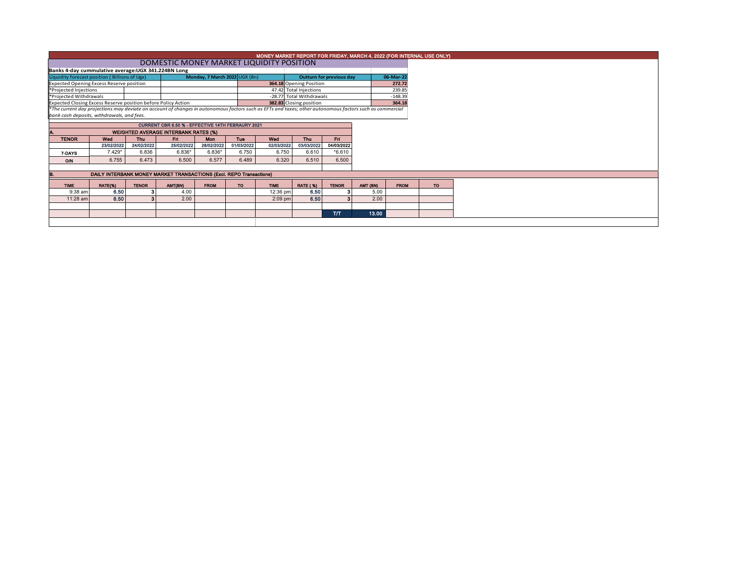# MONEY MARKET REPORT FOR FRIDAY, MARCH 4, 2022 (FOR INTERNAL USE ONLY)

## DOMESTIC MONEY MARKET LIQUIDITY POSITION

**Banks 4-day cummulative average:UGX 341.224BN Long**

| Liquidity forecast position ( Billions of Ugx) | Monday, 7 March 2022 UGX (Bn) | Outturn for previous day | 06-Mar-22 |
|---|---|---|---|
| Expected Opening Excess Reserve position | 364.18 | Opening Position | 272.72 |
| *Projected Injections | 47.42 | Total Injections | 239.85 |
| *Projected Withdrawals | -28.77 | Total Withdrawals | -148.39 |
| Expected Closing Excess Reserve position before Policy Action | 382.83 | Closing position | 364.18 |

*The current day projections may deviate on account of changes in autonomous factors such as EFTs and taxes; other autonomous factors such as commercial bank cash deposits, withdrawals, and fees.*

**CURRENT CBR 6.50 % - EFFECTIVE 14TH FEBRAURY 2021**

**A. WEIGHTED AVERAGE INTERBANK RATES (%)**

| TENOR | Wed | Thu | Fri | Mon | Tue | Wed | Thu | Fri |
|---|---|---|---|---|---|---|---|---|
| | 23/02/2022 | 24/02/2022 | 25/02/2022 | 28/02/2022 | 01/03/2022 | 02/03/2022 | 03/03/2022 | 04/03/2022 |
| 7-DAYS | 7.429* | 6.836 | 6.836* | 6.836* | 6.750 | 6.750 | 6.610 | *6.610 |
| O/N | 6.755 | 6.473 | 6.500 | 6.577 | 6.489 | 6.320 | 6.510 | 6.500 |

**B. DAILY INTERBANK MONEY MARKET TRANSACTIONS (Excl. REPO Transactions)**

| TIME | RATE(%) | TENOR | AMT(BN) | FROM | TO | TIME | RATE ( %) | TENOR | AMT (BN) | FROM | TO |
|---|---|---|---|---|---|---|---|---|---|---|---|
| 9:38 am | 6.50 | 3 | 4.00 | | | 12:36 pm | 6.50 | 3 | 5.00 | | |
| 11:28 am | 6.50 | 3 | 2.00 | | | 2:09 pm | 6.50 | 3 | 2.00 | | |
| | | | | | | | | T/T | 13.00 | | |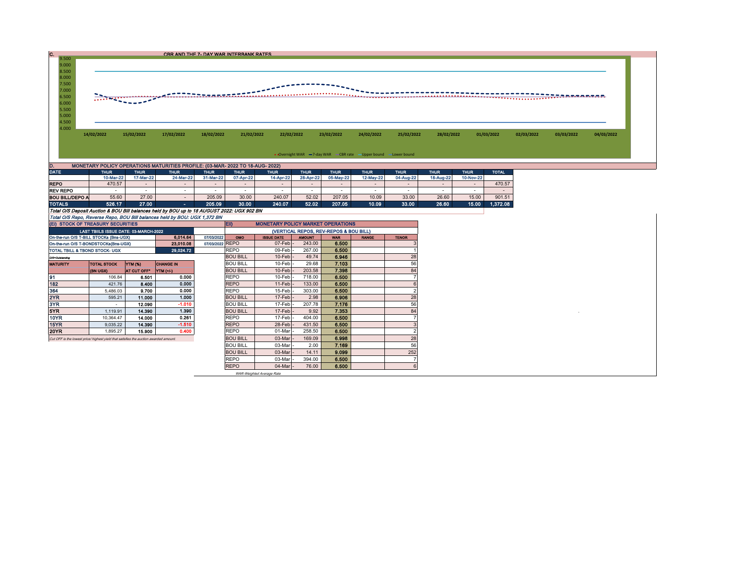## C. CBR AND THE 7- DAY WAR INTERBANK RATES

9.500
9.000
8.500
8.000
7.500
7.000
6.500
6.000
5.500
5.000
4.500
4.000

14/02/2022 15/02/2022 17/02/2022 18/02/2022 21/02/2022 22/02/2022 23/02/2022 24/02/2022 25/02/2022 28/02/2022 01/03/2022 02/03/2022 03/03/2022 04/03/2022

Overnight WAR — 7-day WAR — CBR rate — Upper bound — Lower bound

## D. MONETARY POLICY OPERATIONS MATURITIES PROFILE: (03-MAR- 2022 TO 18-AUG- 2022)

| DATE | THUR | THUR | THUR | THUR | THUR | THUR | THUR | THUR | THUR | THUR | THUR | THUR | TOTAL |
|---|---|---|---|---|---|---|---|---|---|---|---|---|---|
| | 10-Mar-22 | 17-Mar-22 | 24-Mar-22 | 31-Mar-22 | 07-Apr-22 | 14-Apr-22 | 28-Apr-22 | 05-May-22 | 12-May-22 | 04-Aug-22 | 18-Aug-22 | 10-Nov-22 | |
| REPO | 470.57 | - | - | - | - | - | - | - | - | - | - | - | 470.57 |
| REV REPO | - | - | - | - | - | - | - | - | - | - | - | - | - |
| BOU BILL/DEPO A | 55.60 | 27.00 | - | 205.09 | 30.00 | 240.07 | 52.02 | 207.05 | 10.09 | 33.00 | 26.60 | 15.00 | 901.51 |
| TOTALS | 526.17 | 27.00 | - | 205.09 | 30.00 | 240.07 | 52.02 | 207.05 | 10.09 | 33.00 | 26.60 | 15.00 | 1,372.08 |

*Total O/S Deposit Auction & BOU Bill balances held by BOU up to 18 AUGUST 2022: UGX 902 BN*

*Total O/S Repo, Reverse Repo, BOU Bill balances held by BOU: UGX 1,372 BN*

## (EI) STOCK OF TREASURY SECURITIES

| LAST TBIILS ISSUE DATE: 03-MARCH-2022 | | | |
|---|---|---|---|
| On-the-run O/S T-BILL STOCKs (Bns-UGX) | | 6,014.64 | 07/03/2022 |
| On-the-run O/S T-BONDSTOCKs(Bns-UGX) | | 23,010.08 | 07/03/2022 |
| TOTAL TBILL & TBOND STOCK- UGX | | 29,024.72 | |

O/S=Outstanding

| MATURITY | TOTAL STOCK (BN UGX) | YTM (%) AT CUT OFF* | CHANGE IN YTM (+/-) |
|---|---|---|---|
| 91 | 106.84 | 6.501 | 0.000 |
| 182 | 421.76 | 8.400 | 0.000 |
| 364 | 5,486.03 | 9.700 | 0.000 |
| 2YR | 595.21 | 11.000 | 1.000 |
| 3YR | - | 12.090 | -1.010 |
| 5YR | 1,119.91 | 14.390 | 1.390 |
| 10YR | 10,364.47 | 14.000 | 0.261 |
| 15YR | 9,035.22 | 14.390 | -1.510 |
| 20YR | 1,895.27 | 15.900 | 0.400 |

*Cut OFF is the lowest price/ highest yield that satisfies the auction awarded amount.*

## EII) MONETARY POLICY MARKET OPERATIONS

(VERTICAL REPOS, REV-REPOS & BOU BILL)

| OMO | ISSUE DATE | AMOUNT | WAR | RANGE | TENOR |
|---|---|---|---|---|---|
| REPO | 07-Feb | 243.00 | 6.500 | | 3 |
| REPO | 09-Feb | 267.00 | 6.500 | | 1 |
| BOU BILL | 10-Feb | 49.74 | 6.946 | | 28 |
| BOU BILL | 10-Feb | 29.68 | 7.103 | | 56 |
| BOU BILL | 10-Feb | 203.58 | 7.398 | | 84 |
| REPO | 10-Feb | 718.00 | 6.500 | | 7 |
| REPO | 11-Feb | 133.00 | 6.500 | | 6 |
| REPO | 15-Feb | 303.00 | 6.500 | | 2 |
| BOU BILL | 17-Feb | 2.98 | 6.906 | | 28 |
| BOU BILL | 17-Feb | 207.78 | 7.176 | | 56 |
| BOU BILL | 17-Feb | 9.92 | 7.353 | | 84 |
| REPO | 17-Feb | 404.00 | 6.500 | | 7 |
| REPO | 28-Feb | 431.50 | 6.500 | | 3 |
| REPO | 01-Mar | 258.50 | 6.500 | | 2 |
| BOU BILL | 03-Mar | 169.09 | 6.998 | | 28 |
| BOU BILL | 03-Mar | 2.00 | 7.169 | | 56 |
| BOU BILL | 03-Mar | 14.11 | 9.099 | | 252 |
| REPO | 03-Mar | 394.00 | 6.500 | | 7 |
| REPO | 04-Mar | 76.00 | 6.500 | | 6 |

*WAR-Weighted Average Rate*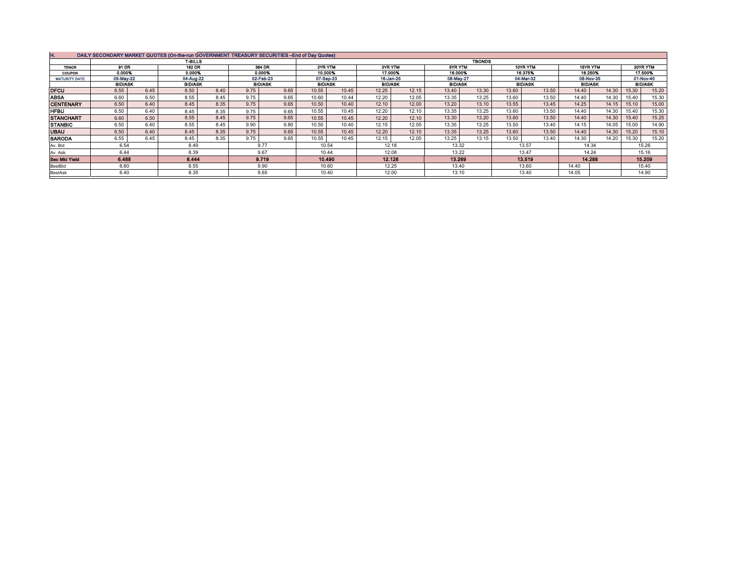## H. DAILY SECONDARY MARKET QUOTES (On-the-run GOVERNMENT TREASURY SECURITIES –End of Day Quotes)

| | T-BILLS | | | | | | TBONDS | | | | | | | | | | | |
|---|---|---|---|---|---|---|---|---|---|---|---|---|---|---|---|---|---|---|
| TENOR | 91 DR | | 182 DR | | 364 DR | | 2YR YTM | | 3YR YTM | | 5YR YTM | | 10YR YTM | | 15YR YTM | | 20YR YTM | |
| COUPON | 0.000% | | 0.000% | | 0.000% | | 10.000% | | 17.000% | | 16.000% | | 16.375% | | 16.250% | | 17.500% | |
| MATURITY DATE | 05-May-22 | | 04-Aug-22 | | 02-Feb-23 | | 07-Sep-23 | | 16-Jan-25 | | 06-May-27 | | 04-Mar-32 | | 08-Nov-35 | | 01-Nov-40 | |
| | BID/ASK | | BID/ASK | | BID/ASK | | BID/ASK | | BID/ASK | | BID/ASK | | BID/ASK | | BID/ASK | | BID/ASK | |
| DFCU | 6.55 | 6.45 | 8.50 | 8.40 | 9.75 | 9.65 | 10.55 | 10.45 | 12.25 | 12.15 | 13.40 | 13.30 | 13.60 | 13.50 | 14.40 | 14.30 | 15.30 | 15.20 |
| ABSA | 6.60 | 6.50 | 8.55 | 8.45 | 9.75 | 9.65 | 10.60 | 10.44 | 12.20 | 12.05 | 13.35 | 13.25 | 13.60 | 13.50 | 14.40 | 14.30 | 15.40 | 15.30 |
| CENTENARY | 6.50 | 6.40 | 8.45 | 8.35 | 9.75 | 9.65 | 10.50 | 10.40 | 12.10 | 12.00 | 13.20 | 13.10 | 13.55 | 13.45 | 14.25 | 14.15 | 15.10 | 15.00 |
| HFBU | 6.50 | 6.40 | 8.45 | 8.35 | 9.75 | 9.65 | 10.55 | 10.45 | 12.20 | 12.10 | 13.35 | 13.25 | 13.60 | 13.50 | 14.40 | 14.30 | 15.40 | 15.30 |
| STANCHART | 6.60 | 6.50 | 8.55 | 8.45 | 9.75 | 9.65 | 10.55 | 10.45 | 12.20 | 12.10 | 13.30 | 13.20 | 13.60 | 13.50 | 14.40 | 14.30 | 15.40 | 15.25 |
| STANBIC | 6.50 | 6.40 | 8.55 | 8.45 | 9.90 | 9.80 | 10.50 | 10.40 | 12.15 | 12.05 | 13.35 | 13.25 | 13.50 | 13.40 | 14.15 | 14.05 | 15.00 | 14.90 |
| UBAU | 6.50 | 6.40 | 8.45 | 8.35 | 9.75 | 9.65 | 10.55 | 10.45 | 12.20 | 12.10 | 13.35 | 13.25 | 13.60 | 13.50 | 14.40 | 14.30 | 15.20 | 15.10 |
| BARODA | 6.55 | 6.45 | 8.45 | 8.35 | 9.75 | 9.65 | 10.55 | 10.45 | 12.15 | 12.05 | 13.25 | 13.15 | 13.50 | 13.40 | 14.30 | 14.20 | 15.30 | 15.20 |
| Av. Bid | 6.54 | | 8.49 | | 9.77 | | 10.54 | | 12.18 | | 13.32 | | 13.57 | | 14.34 | | 15.26 | |
| Av. Ask | 6.44 | | 8.39 | | 9.67 | | 10.44 | | 12.08 | | 13.22 | | 13.47 | | 14.24 | | 15.16 | |
| **Sec Mkt Yield** | **6.488** | | **8.444** | | **9.719** | | **10.490** | | **12.128** | | **13.269** | | **13.519** | | **14.288** | | **15.209** | |
| BestBid | 6.60 | | 8.55 | | 9.90 | | 10.60 | | 12.25 | | 13.40 | | 13.60 | | 14.40 | | 15.40 | |
| BestAsk | 6.40 | | 8.35 | | 9.65 | | 10.40 | | 12.00 | | 13.10 | | 13.40 | | 14.05 | | 14.90 | |